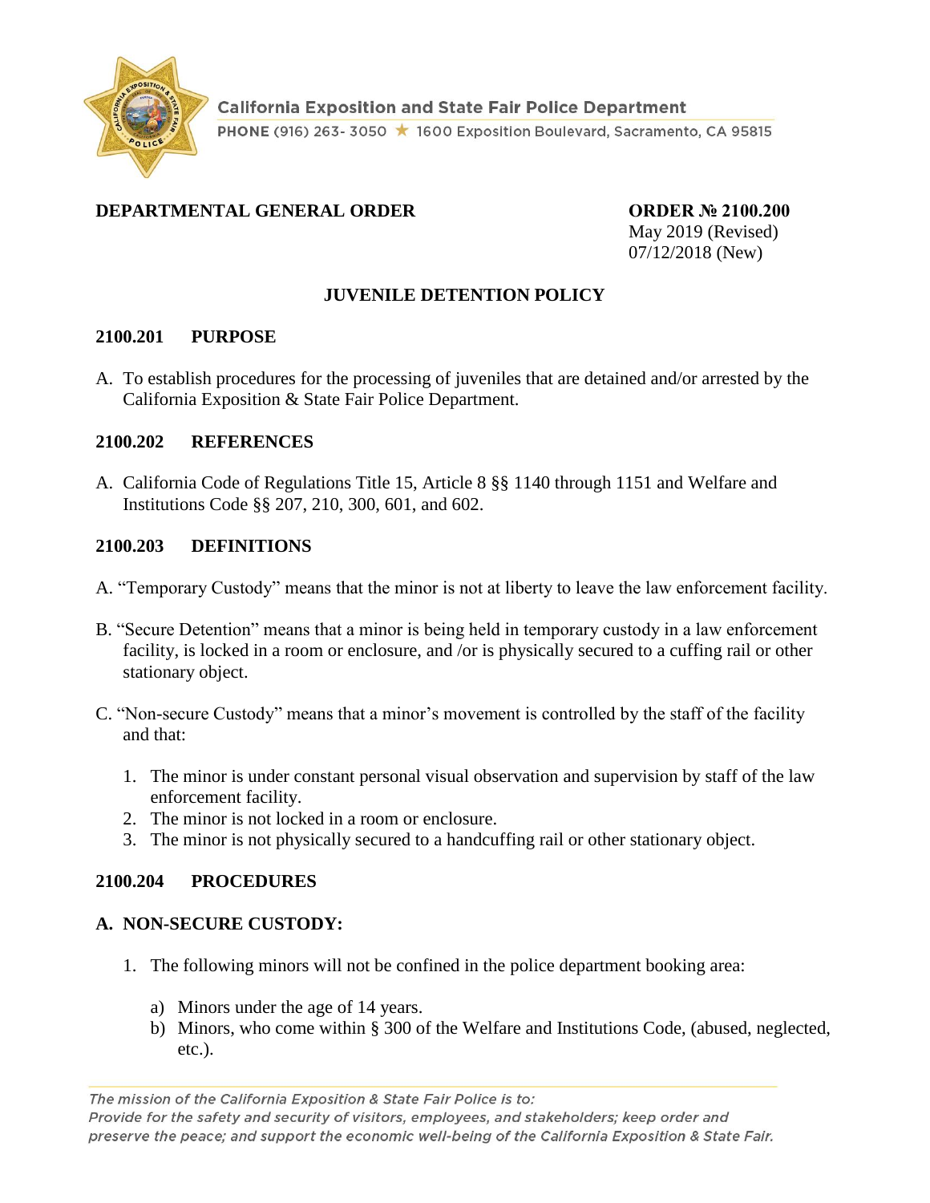California Exposition and State Fair Police Department

PHONE (916) 263- 3050 ★ 1600 Exposition Boulevard, Sacramento, CA 95815

**DEPARTMENTAL GENERAL ORDER**

**ORDER № 2100.200**
May 2019 (Revised)
07/12/2018 (New)

## JUVENILE DETENTION POLICY

### 2100.201 PURPOSE

A. To establish procedures for the processing of juveniles that are detained and/or arrested by the California Exposition & State Fair Police Department.

### 2100.202 REFERENCES

A. California Code of Regulations Title 15, Article 8 §§ 1140 through 1151 and Welfare and Institutions Code §§ 207, 210, 300, 601, and 602.

### 2100.203 DEFINITIONS

A. "Temporary Custody" means that the minor is not at liberty to leave the law enforcement facility.

B. "Secure Detention" means that a minor is being held in temporary custody in a law enforcement facility, is locked in a room or enclosure, and /or is physically secured to a cuffing rail or other stationary object.

C. "Non-secure Custody" means that a minor's movement is controlled by the staff of the facility and that:

1. The minor is under constant personal visual observation and supervision by staff of the law enforcement facility.
2. The minor is not locked in a room or enclosure.
3. The minor is not physically secured to a handcuffing rail or other stationary object.

### 2100.204 PROCEDURES

**A. NON-SECURE CUSTODY:**

1. The following minors will not be confined in the police department booking area:
   a) Minors under the age of 14 years.
   b) Minors, who come within § 300 of the Welfare and Institutions Code, (abused, neglected, etc.).

*The mission of the California Exposition & State Fair Police is to:*
*Provide for the safety and security of visitors, employees, and stakeholders; keep order and preserve the peace; and support the economic well-being of the California Exposition & State Fair.*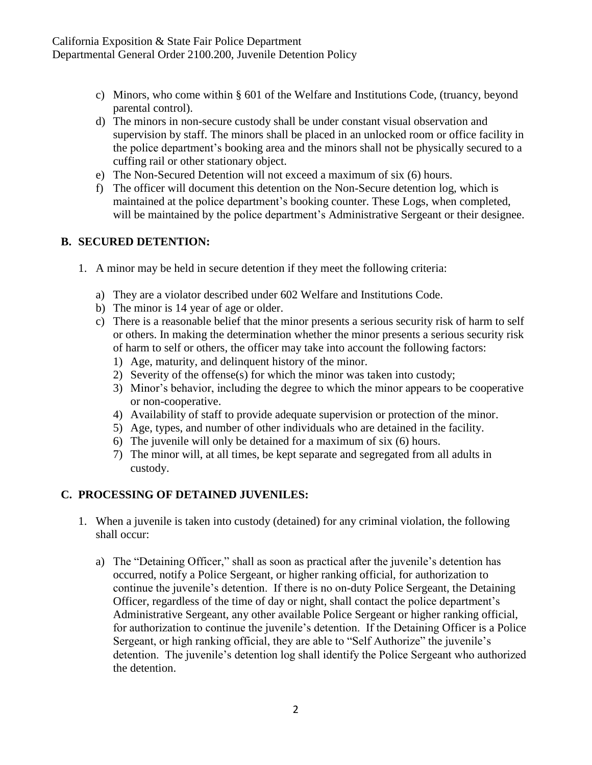c) Minors, who come within § 601 of the Welfare and Institutions Code, (truancy, beyond parental control).
d) The minors in non-secure custody shall be under constant visual observation and supervision by staff. The minors shall be placed in an unlocked room or office facility in the police department's booking area and the minors shall not be physically secured to a cuffing rail or other stationary object.
e) The Non-Secured Detention will not exceed a maximum of six (6) hours.
f) The officer will document this detention on the Non-Secure detention log, which is maintained at the police department's booking counter. These Logs, when completed, will be maintained by the police department's Administrative Sergeant or their designee.

## B. SECURED DETENTION:

1. A minor may be held in secure detention if they meet the following criteria:

   a) They are a violator described under 602 Welfare and Institutions Code.
   b) The minor is 14 year of age or older.
   c) There is a reasonable belief that the minor presents a serious security risk of harm to self or others. In making the determination whether the minor presents a serious security risk of harm to self or others, the officer may take into account the following factors:
      1) Age, maturity, and delinquent history of the minor.
      2) Severity of the offense(s) for which the minor was taken into custody;
      3) Minor's behavior, including the degree to which the minor appears to be cooperative or non-cooperative.
      4) Availability of staff to provide adequate supervision or protection of the minor.
      5) Age, types, and number of other individuals who are detained in the facility.
      6) The juvenile will only be detained for a maximum of six (6) hours.
      7) The minor will, at all times, be kept separate and segregated from all adults in custody.

## C. PROCESSING OF DETAINED JUVENILES:

1. When a juvenile is taken into custody (detained) for any criminal violation, the following shall occur:

   a) The "Detaining Officer," shall as soon as practical after the juvenile's detention has occurred, notify a Police Sergeant, or higher ranking official, for authorization to continue the juvenile's detention. If there is no on-duty Police Sergeant, the Detaining Officer, regardless of the time of day or night, shall contact the police department's Administrative Sergeant, any other available Police Sergeant or higher ranking official, for authorization to continue the juvenile's detention. If the Detaining Officer is a Police Sergeant, or high ranking official, they are able to "Self Authorize" the juvenile's detention. The juvenile's detention log shall identify the Police Sergeant who authorized the detention.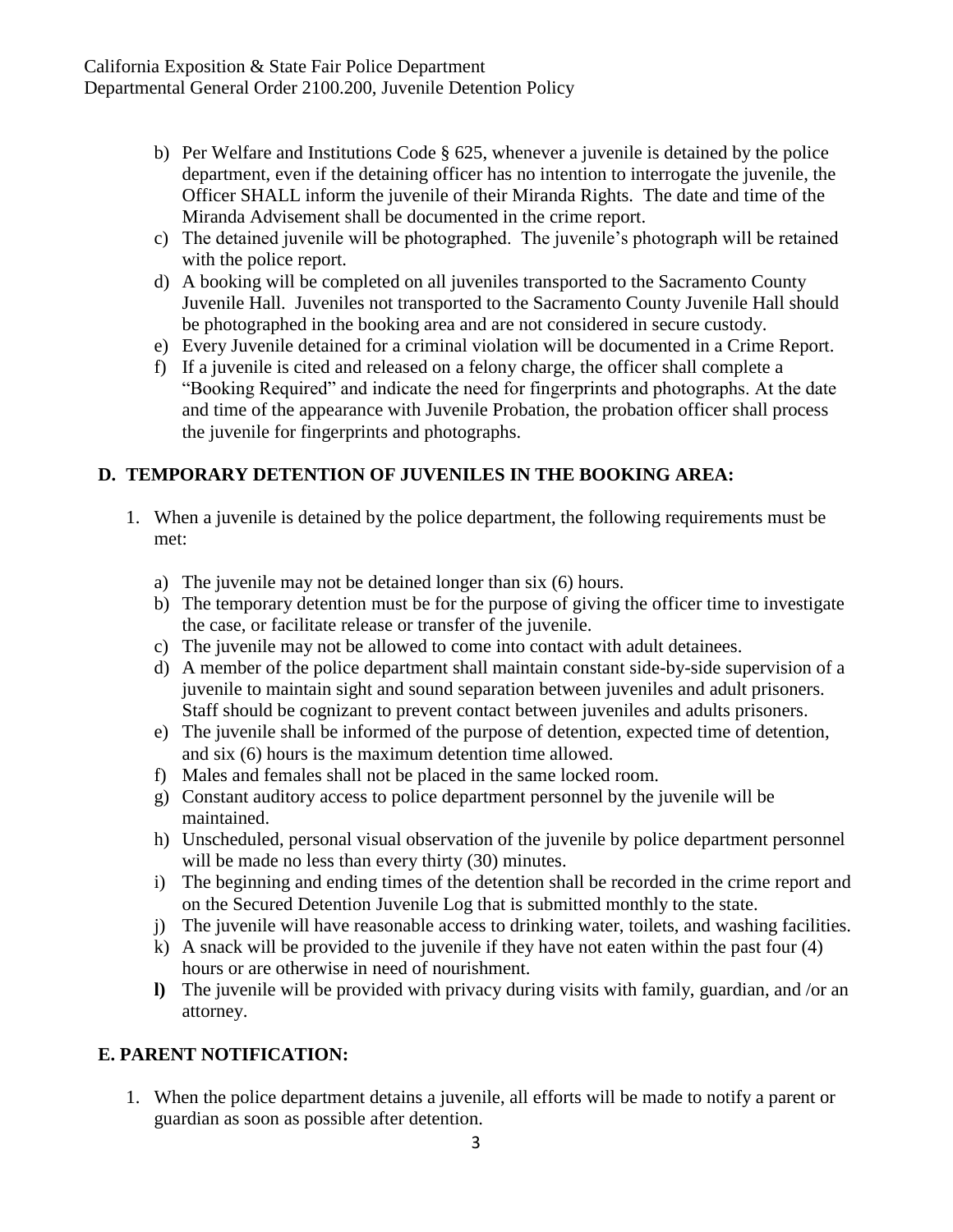b) Per Welfare and Institutions Code § 625, whenever a juvenile is detained by the police department, even if the detaining officer has no intention to interrogate the juvenile, the Officer SHALL inform the juvenile of their Miranda Rights. The date and time of the Miranda Advisement shall be documented in the crime report.
c) The detained juvenile will be photographed. The juvenile's photograph will be retained with the police report.
d) A booking will be completed on all juveniles transported to the Sacramento County Juvenile Hall. Juveniles not transported to the Sacramento County Juvenile Hall should be photographed in the booking area and are not considered in secure custody.
e) Every Juvenile detained for a criminal violation will be documented in a Crime Report.
f) If a juvenile is cited and released on a felony charge, the officer shall complete a "Booking Required" and indicate the need for fingerprints and photographs. At the date and time of the appearance with Juvenile Probation, the probation officer shall process the juvenile for fingerprints and photographs.

## D. TEMPORARY DETENTION OF JUVENILES IN THE BOOKING AREA:

1. When a juvenile is detained by the police department, the following requirements must be met:

   a) The juvenile may not be detained longer than six (6) hours.
   b) The temporary detention must be for the purpose of giving the officer time to investigate the case, or facilitate release or transfer of the juvenile.
   c) The juvenile may not be allowed to come into contact with adult detainees.
   d) A member of the police department shall maintain constant side-by-side supervision of a juvenile to maintain sight and sound separation between juveniles and adult prisoners. Staff should be cognizant to prevent contact between juveniles and adults prisoners.
   e) The juvenile shall be informed of the purpose of detention, expected time of detention, and six (6) hours is the maximum detention time allowed.
   f) Males and females shall not be placed in the same locked room.
   g) Constant auditory access to police department personnel by the juvenile will be maintained.
   h) Unscheduled, personal visual observation of the juvenile by police department personnel will be made no less than every thirty (30) minutes.
   i) The beginning and ending times of the detention shall be recorded in the crime report and on the Secured Detention Juvenile Log that is submitted monthly to the state.
   j) The juvenile will have reasonable access to drinking water, toilets, and washing facilities.
   k) A snack will be provided to the juvenile if they have not eaten within the past four (4) hours or are otherwise in need of nourishment.
   **l)** The juvenile will be provided with privacy during visits with family, guardian, and /or an attorney.

## E. PARENT NOTIFICATION:

1. When the police department detains a juvenile, all efforts will be made to notify a parent or guardian as soon as possible after detention.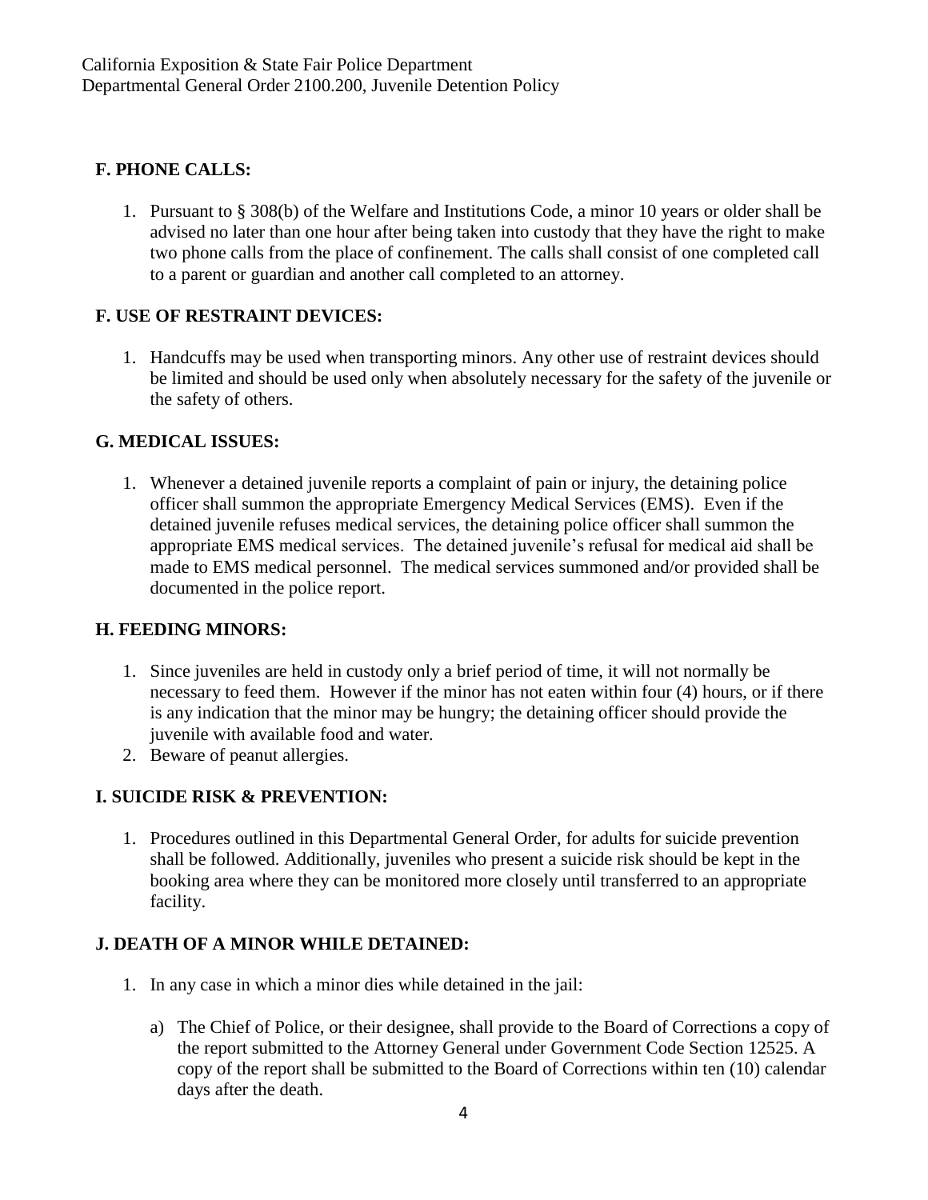## F. PHONE CALLS:

1. Pursuant to § 308(b) of the Welfare and Institutions Code, a minor 10 years or older shall be advised no later than one hour after being taken into custody that they have the right to make two phone calls from the place of confinement. The calls shall consist of one completed call to a parent or guardian and another call completed to an attorney.

## F. USE OF RESTRAINT DEVICES:

1. Handcuffs may be used when transporting minors. Any other use of restraint devices should be limited and should be used only when absolutely necessary for the safety of the juvenile or the safety of others.

## G. MEDICAL ISSUES:

1. Whenever a detained juvenile reports a complaint of pain or injury, the detaining police officer shall summon the appropriate Emergency Medical Services (EMS). Even if the detained juvenile refuses medical services, the detaining police officer shall summon the appropriate EMS medical services. The detained juvenile's refusal for medical aid shall be made to EMS medical personnel. The medical services summoned and/or provided shall be documented in the police report.

## H. FEEDING MINORS:

1. Since juveniles are held in custody only a brief period of time, it will not normally be necessary to feed them. However if the minor has not eaten within four (4) hours, or if there is any indication that the minor may be hungry; the detaining officer should provide the juvenile with available food and water.
2. Beware of peanut allergies.

## I. SUICIDE RISK & PREVENTION:

1. Procedures outlined in this Departmental General Order, for adults for suicide prevention shall be followed. Additionally, juveniles who present a suicide risk should be kept in the booking area where they can be monitored more closely until transferred to an appropriate facility.

## J. DEATH OF A MINOR WHILE DETAINED:

1. In any case in which a minor dies while detained in the jail:

   a) The Chief of Police, or their designee, shall provide to the Board of Corrections a copy of the report submitted to the Attorney General under Government Code Section 12525. A copy of the report shall be submitted to the Board of Corrections within ten (10) calendar days after the death.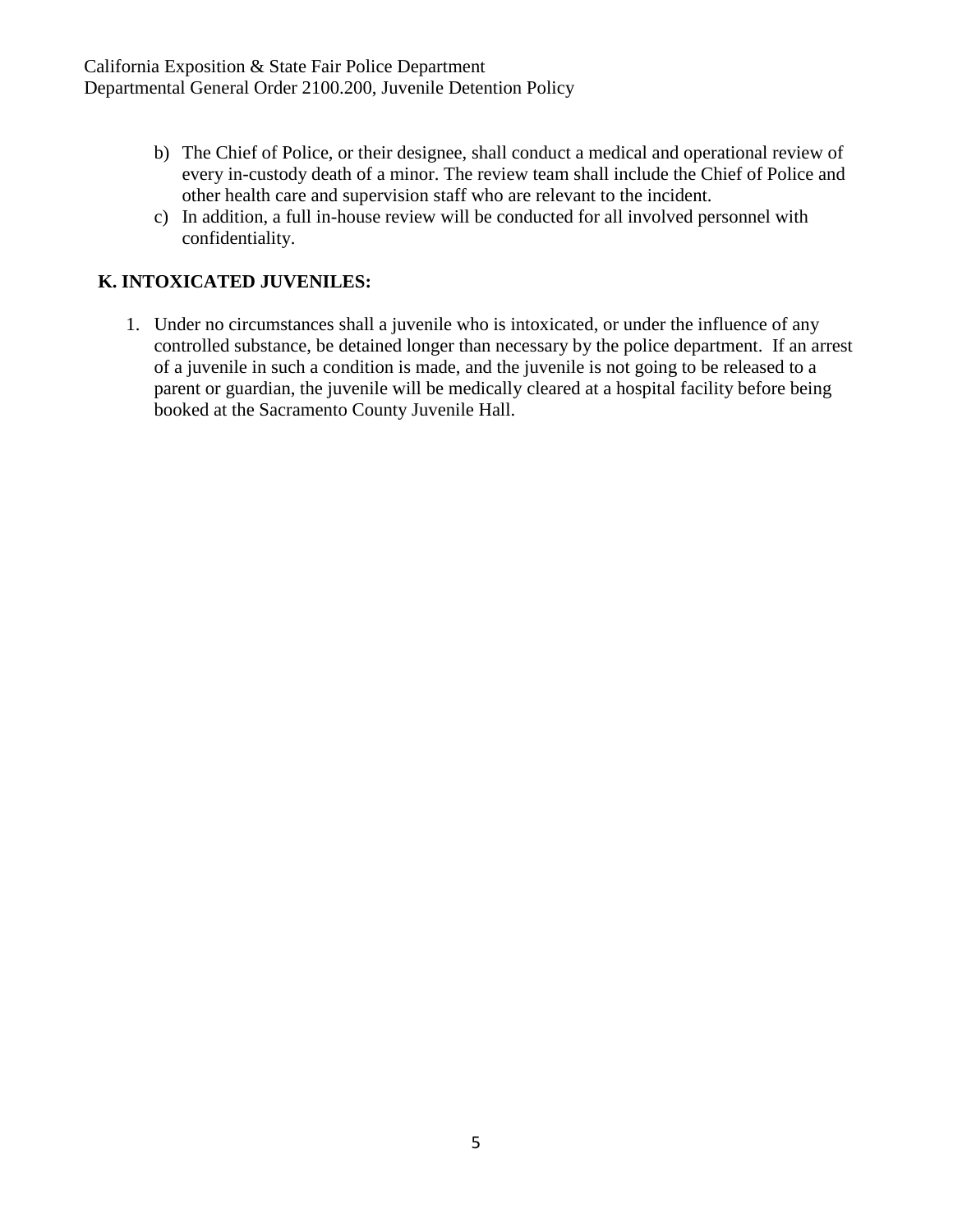b) The Chief of Police, or their designee, shall conduct a medical and operational review of every in-custody death of a minor. The review team shall include the Chief of Police and other health care and supervision staff who are relevant to the incident.

c) In addition, a full in-house review will be conducted for all involved personnel with confidentiality.

## K. INTOXICATED JUVENILES:

1. Under no circumstances shall a juvenile who is intoxicated, or under the influence of any controlled substance, be detained longer than necessary by the police department. If an arrest of a juvenile in such a condition is made, and the juvenile is not going to be released to a parent or guardian, the juvenile will be medically cleared at a hospital facility before being booked at the Sacramento County Juvenile Hall.